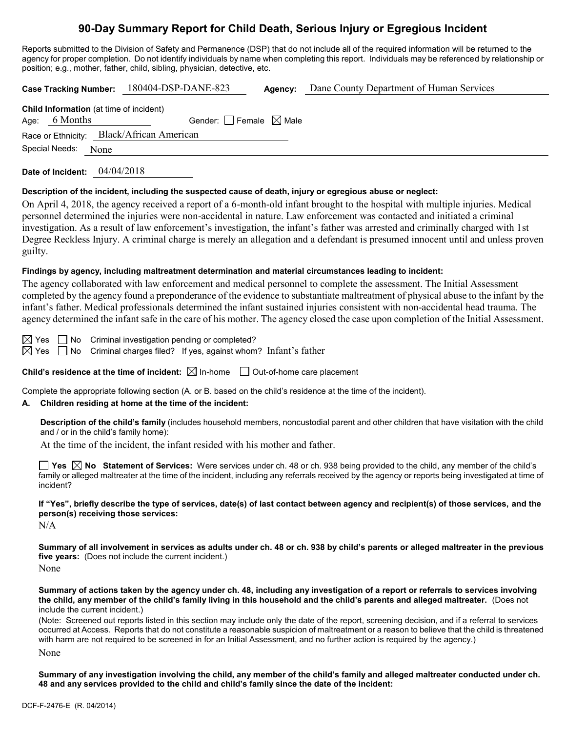# 90-Day Summary Report for Child Death, Serious Injury or Egregious Incident

Reports submitted to the Division of Safety and Permanence (DSP) that do not include all of the required information will be returned to the agency for proper completion. Do not identify individuals by name when completing this report. Individuals may be referenced by relationship or position; e.g., mother, father, child, sibling, physician, detective, etc.

**Case Tracking Number:** 180404-DSP-DANE-823 **Agency:** Dane County Department of Human Services

**Child Information** (at time of incident)

Age: 6 Months Gender: ☐ Female ☒ Male

Race or Ethnicity: Black/African American

Special Needs: None

**Date of Incident:** 04/04/2018

**Description of the incident, including the suspected cause of death, injury or egregious abuse or neglect:**

On April 4, 2018, the agency received a report of a 6-month-old infant brought to the hospital with multiple injuries. Medical personnel determined the injuries were non-accidental in nature. Law enforcement was contacted and initiated a criminal investigation. As a result of law enforcement's investigation, the infant's father was arrested and criminally charged with 1st Degree Reckless Injury. A criminal charge is merely an allegation and a defendant is presumed innocent until and unless proven guilty.

**Findings by agency, including maltreatment determination and material circumstances leading to incident:**

The agency collaborated with law enforcement and medical personnel to complete the assessment. The Initial Assessment completed by the agency found a preponderance of the evidence to substantiate maltreatment of physical abuse to the infant by the infant's father. Medical professionals determined the infant sustained injuries consistent with non-accidental head trauma. The agency determined the infant safe in the care of his mother. The agency closed the case upon completion of the Initial Assessment.

☒ Yes ☐ No Criminal investigation pending or completed?

☒ Yes ☐ No Criminal charges filed? If yes, against whom? Infant's father

**Child's residence at the time of incident:** ☒ In-home ☐ Out-of-home care placement

Complete the appropriate following section (A. or B. based on the child's residence at the time of the incident).

**A. Children residing at home at the time of the incident:**

**Description of the child's family** (includes household members, noncustodial parent and other children that have visitation with the child and / or in the child's family home):

At the time of the incident, the infant resided with his mother and father.

☐ **Yes** ☒ **No** **Statement of Services:** Were services under ch. 48 or ch. 938 being provided to the child, any member of the child's family or alleged maltreater at the time of the incident, including any referrals received by the agency or reports being investigated at time of incident?

**If "Yes", briefly describe the type of services, date(s) of last contact between agency and recipient(s) of those services, and the person(s) receiving those services:**

N/A

**Summary of all involvement in services as adults under ch. 48 or ch. 938 by child's parents or alleged maltreater in the previous five years:** (Does not include the current incident.)

None

**Summary of actions taken by the agency under ch. 48, including any investigation of a report or referrals to services involving the child, any member of the child's family living in this household and the child's parents and alleged maltreater.** (Does not include the current incident.)

(Note: Screened out reports listed in this section may include only the date of the report, screening decision, and if a referral to services occurred at Access. Reports that do not constitute a reasonable suspicion of maltreatment or a reason to believe that the child is threatened with harm are not required to be screened in for an Initial Assessment, and no further action is required by the agency.)

None

**Summary of any investigation involving the child, any member of the child's family and alleged maltreater conducted under ch. 48 and any services provided to the child and child's family since the date of the incident:**

DCF-F-2476-E (R. 04/2014)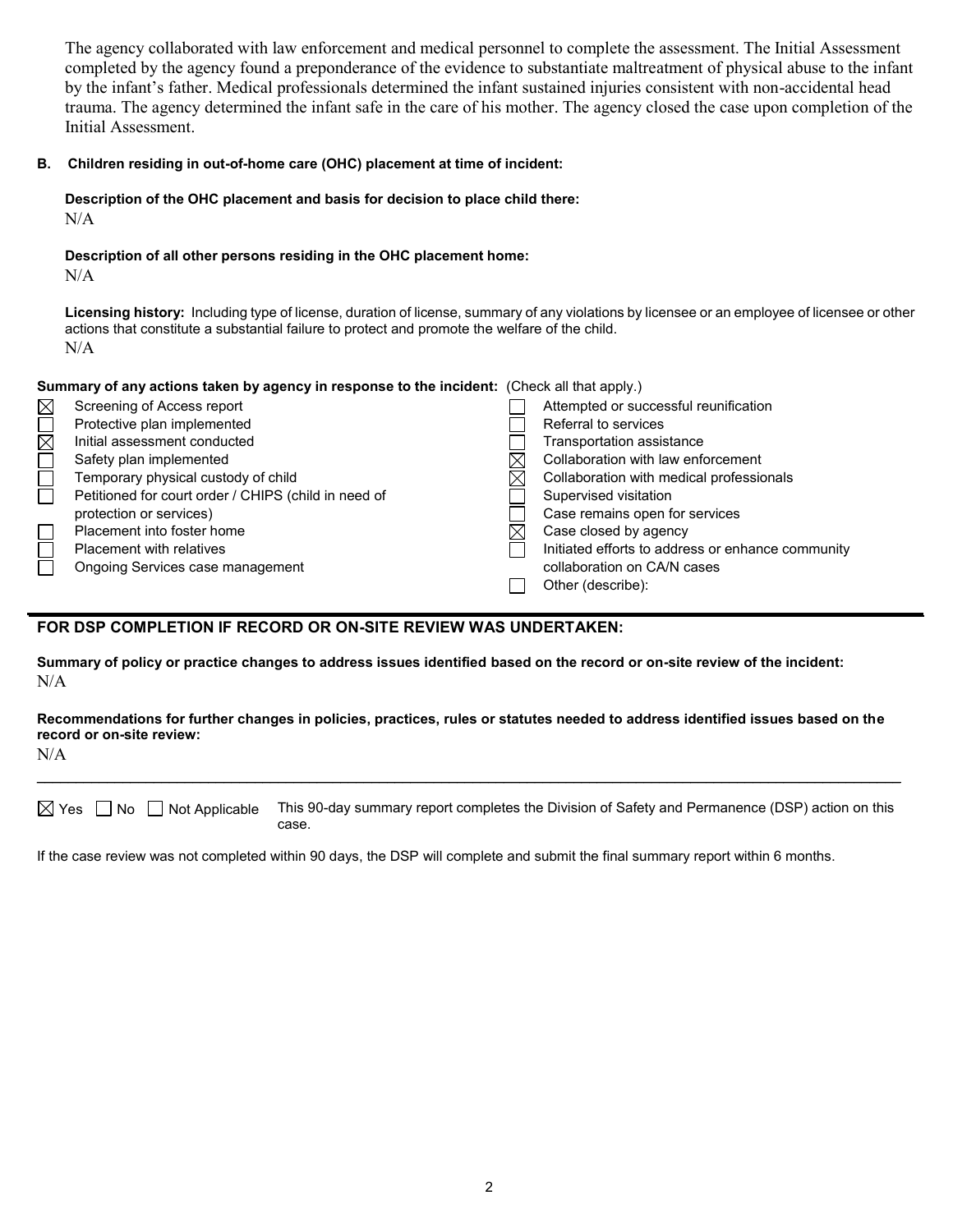The agency collaborated with law enforcement and medical personnel to complete the assessment. The Initial Assessment completed by the agency found a preponderance of the evidence to substantiate maltreatment of physical abuse to the infant by the infant's father. Medical professionals determined the infant sustained injuries consistent with non-accidental head trauma. The agency determined the infant safe in the care of his mother. The agency closed the case upon completion of the Initial Assessment.

**B. Children residing in out-of-home care (OHC) placement at time of incident:**

**Description of the OHC placement and basis for decision to place child there:**
N/A

**Description of all other persons residing in the OHC placement home:**
N/A

**Licensing history:** Including type of license, duration of license, summary of any violations by licensee or an employee of licensee or other actions that constitute a substantial failure to protect and promote the welfare of the child.
N/A

**Summary of any actions taken by agency in response to the incident:** (Check all that apply.)

- ☒ Screening of Access report
- ☐ Protective plan implemented
- ☒ Initial assessment conducted
- ☐ Safety plan implemented
- ☐ Temporary physical custody of child
- ☐ Petitioned for court order / CHIPS (child in need of protection or services)
- ☐ Placement into foster home
- ☐ Placement with relatives
- ☐ Ongoing Services case management
- ☐ Attempted or successful reunification
- ☐ Referral to services
- ☐ Transportation assistance
- ☒ Collaboration with law enforcement
- ☒ Collaboration with medical professionals
- ☐ Supervised visitation
- ☐ Case remains open for services
- ☒ Case closed by agency
- ☐ Initiated efforts to address or enhance community collaboration on CA/N cases
- ☐ Other (describe):

## FOR DSP COMPLETION IF RECORD OR ON-SITE REVIEW WAS UNDERTAKEN:

**Summary of policy or practice changes to address issues identified based on the record or on-site review of the incident:**
N/A

**Recommendations for further changes in policies, practices, rules or statutes needed to address identified issues based on the record or on-site review:**
N/A

☒ Yes ☐ No ☐ Not Applicable This 90-day summary report completes the Division of Safety and Permanence (DSP) action on this case.

If the case review was not completed within 90 days, the DSP will complete and submit the final summary report within 6 months.